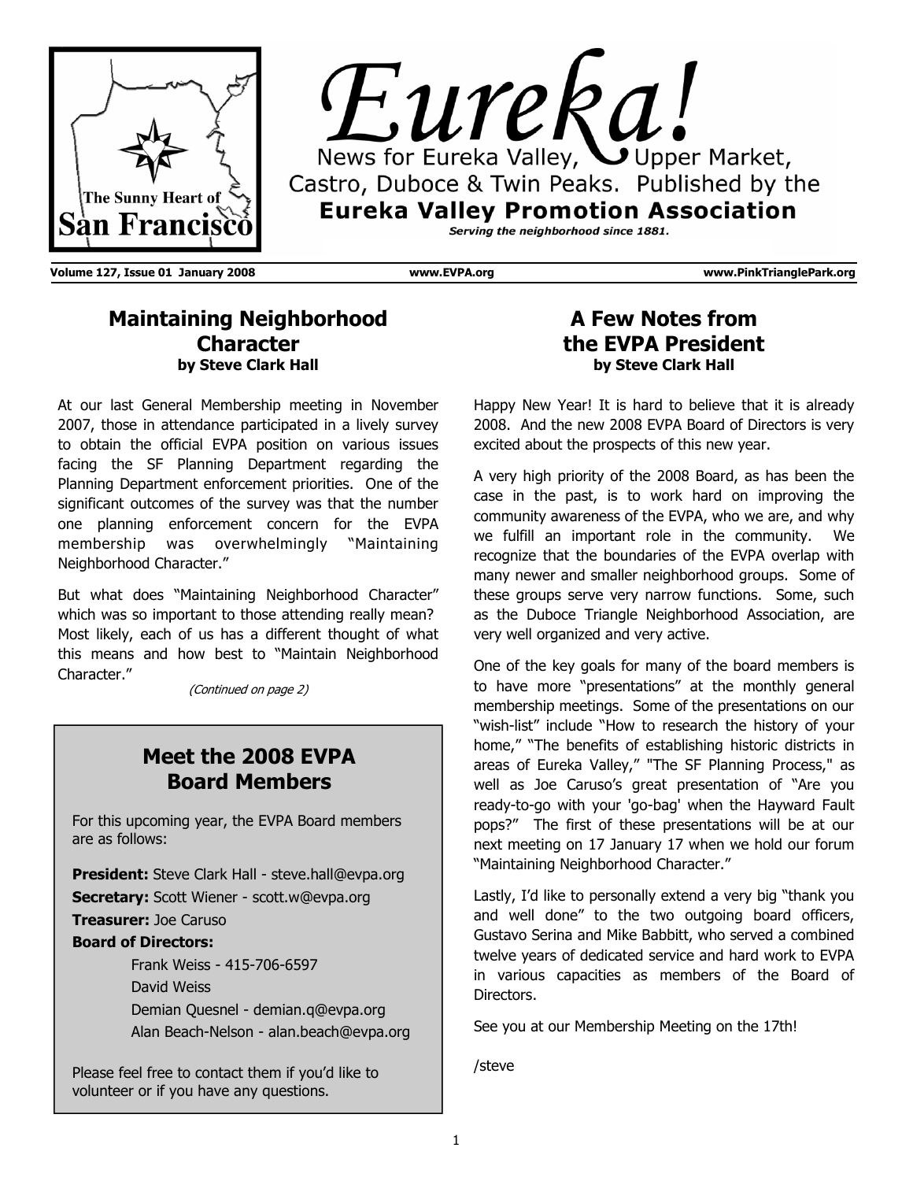# Eureka!

News for Eureka Valley, Upper Market, Castro, Duboce & Twin Peaks. Published by the **Eureka Valley Promotion Association**

*Serving the neighborhood since 1881.*

The Sunny Heart of San Francisco

**Volume 127, Issue 01 January 2008** **www.EVPA.org** **www.PinkTrianglePark.org**

## Maintaining Neighborhood Character

**by Steve Clark Hall**

At our last General Membership meeting in November 2007, those in attendance participated in a lively survey to obtain the official EVPA position on various issues facing the SF Planning Department regarding the Planning Department enforcement priorities. One of the significant outcomes of the survey was that the number one planning enforcement concern for the EVPA membership was overwhelmingly "Maintaining Neighborhood Character."

But what does "Maintaining Neighborhood Character" which was so important to those attending really mean? Most likely, each of us has a different thought of what this means and how best to "Maintain Neighborhood Character."

*(Continued on page 2)*

## Meet the 2008 EVPA Board Members

For this upcoming year, the EVPA Board members are as follows:

**President:** Steve Clark Hall - steve.hall@evpa.org

**Secretary:** Scott Wiener - scott.w@evpa.org

**Treasurer:** Joe Caruso

**Board of Directors:**

- Frank Weiss - 415-706-6597
- David Weiss
- Demian Quesnel - demian.q@evpa.org
- Alan Beach-Nelson - alan.beach@evpa.org

Please feel free to contact them if you'd like to volunteer or if you have any questions.

## A Few Notes from the EVPA President

**by Steve Clark Hall**

Happy New Year! It is hard to believe that it is already 2008. And the new 2008 EVPA Board of Directors is very excited about the prospects of this new year.

A very high priority of the 2008 Board, as has been the case in the past, is to work hard on improving the community awareness of the EVPA, who we are, and why we fulfill an important role in the community. We recognize that the boundaries of the EVPA overlap with many newer and smaller neighborhood groups. Some of these groups serve very narrow functions. Some, such as the Duboce Triangle Neighborhood Association, are very well organized and very active.

One of the key goals for many of the board members is to have more "presentations" at the monthly general membership meetings. Some of the presentations on our "wish-list" include "How to research the history of your home," "The benefits of establishing historic districts in areas of Eureka Valley," "The SF Planning Process," as well as Joe Caruso's great presentation of "Are you ready-to-go with your 'go-bag' when the Hayward Fault pops?" The first of these presentations will be at our next meeting on 17 January 17 when we hold our forum "Maintaining Neighborhood Character."

Lastly, I'd like to personally extend a very big "thank you and well done" to the two outgoing board officers, Gustavo Serina and Mike Babbitt, who served a combined twelve years of dedicated service and hard work to EVPA in various capacities as members of the Board of Directors.

See you at our Membership Meeting on the 17th!

/steve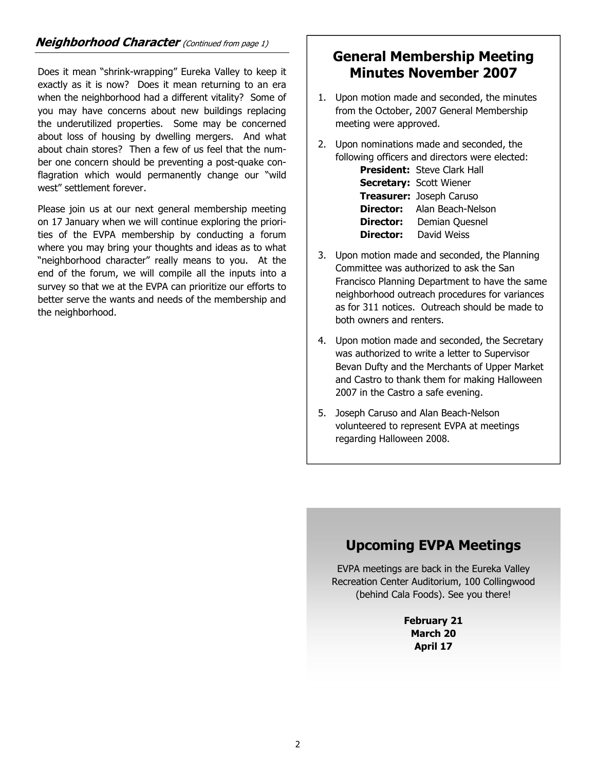## ***Neighborhood Character*** *(Continued from page 1)*

Does it mean "shrink-wrapping" Eureka Valley to keep it exactly as it is now? Does it mean returning to an era when the neighborhood had a different vitality? Some of you may have concerns about new buildings replacing the underutilized properties. Some may be concerned about loss of housing by dwelling mergers. And what about chain stores? Then a few of us feel that the number one concern should be preventing a post-quake conflagration which would permanently change our "wild west" settlement forever.

Please join us at our next general membership meeting on 17 January when we will continue exploring the priorities of the EVPA membership by conducting a forum where you may bring your thoughts and ideas as to what "neighborhood character" really means to you. At the end of the forum, we will compile all the inputs into a survey so that we at the EVPA can prioritize our efforts to better serve the wants and needs of the membership and the neighborhood.

## General Membership Meeting Minutes November 2007

1. Upon motion made and seconded, the minutes from the October, 2007 General Membership meeting were approved.
2. Upon nominations made and seconded, the following officers and directors were elected:
   - **President:** Steve Clark Hall
   - **Secretary:** Scott Wiener
   - **Treasurer:** Joseph Caruso
   - **Director:** Alan Beach-Nelson
   - **Director:** Demian Quesnel
   - **Director:** David Weiss
3. Upon motion made and seconded, the Planning Committee was authorized to ask the San Francisco Planning Department to have the same neighborhood outreach procedures for variances as for 311 notices. Outreach should be made to both owners and renters.
4. Upon motion made and seconded, the Secretary was authorized to write a letter to Supervisor Bevan Dufty and the Merchants of Upper Market and Castro to thank them for making Halloween 2007 in the Castro a safe evening.
5. Joseph Caruso and Alan Beach-Nelson volunteered to represent EVPA at meetings regarding Halloween 2008.

## Upcoming EVPA Meetings

EVPA meetings are back in the Eureka Valley Recreation Center Auditorium, 100 Collingwood (behind Cala Foods). See you there!

**February 21**
**March 20**
**April 17**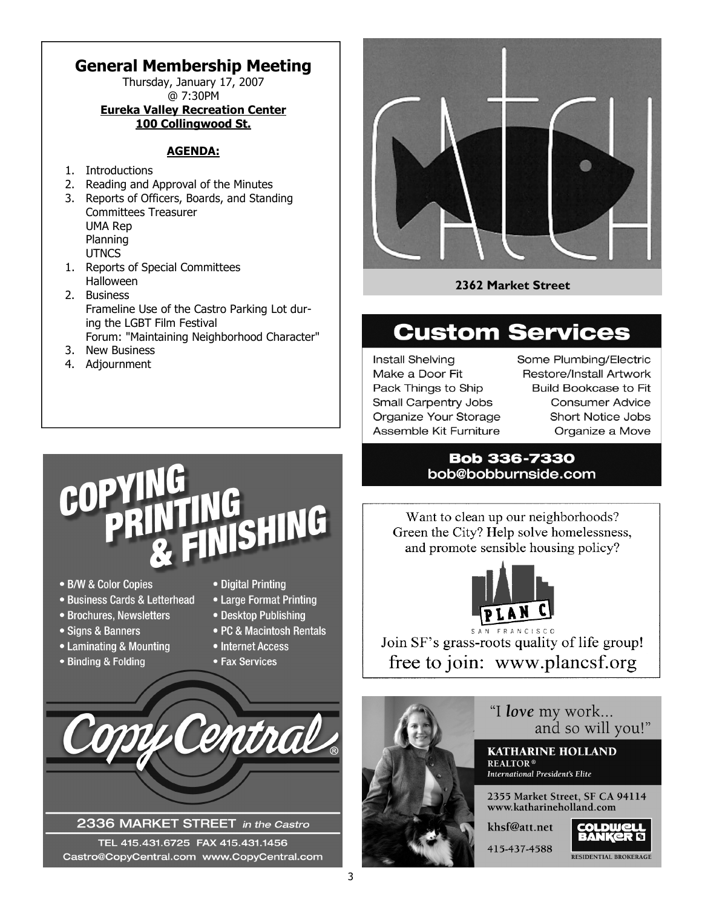## General Membership Meeting

Thursday, January 17, 2007
@ 7:30PM
**Eureka Valley Recreation Center**
**100 Collingwood St.**

**AGENDA:**

1. Introductions
2. Reading and Approval of the Minutes
3. Reports of Officers, Boards, and Standing Committees Treasurer
   UMA Rep
   Planning
   UTNCS
1. Reports of Special Committees
   Halloween
2. Business
   Frameline Use of the Castro Parking Lot during the LGBT Film Festival
   Forum: "Maintaining Neighborhood Character"
3. New Business
4. Adjournment

# COPYING PRINTING & FINISHING

- B/W & Color Copies
- Business Cards & Letterhead
- Brochures, Newsletters
- Signs & Banners
- Laminating & Mounting
- Binding & Folding
- Digital Printing
- Large Format Printing
- Desktop Publishing
- PC & Macintosh Rentals
- Internet Access
- Fax Services

**CopyCentral®**

2336 MARKET STREET *in the Castro*

TEL 415.431.6725 FAX 415.431.1456
Castro@CopyCentral.com www.CopyCentral.com

# CATCH

**2362 Market Street**

# Custom Services

| | |
|---|---|
| Install Shelving | Some Plumbing/Electric |
| Make a Door Fit | Restore/Install Artwork |
| Pack Things to Ship | Build Bookcase to Fit |
| Small Carpentry Jobs | Consumer Advice |
| Organize Your Storage | Short Notice Jobs |
| Assemble Kit Furniture | Organize a Move |

**Bob 336-7330**
**bob@bobburnside.com**

Want to clean up our neighborhoods? Green the City? Help solve homelessness, and promote sensible housing policy?

PLAN C
SAN FRANCISCO

Join SF's grass-roots quality of life group!
free to join: www.plancsf.org

"I *love* my work... and so will you!"

**KATHARINE HOLLAND**
**REALTOR®**
*International President's Elite*

2355 Market Street, SF CA 94114
www.katharineholland.com

khsf@att.net

415-437-4588

COLDWELL BANKER
RESIDENTIAL BROKERAGE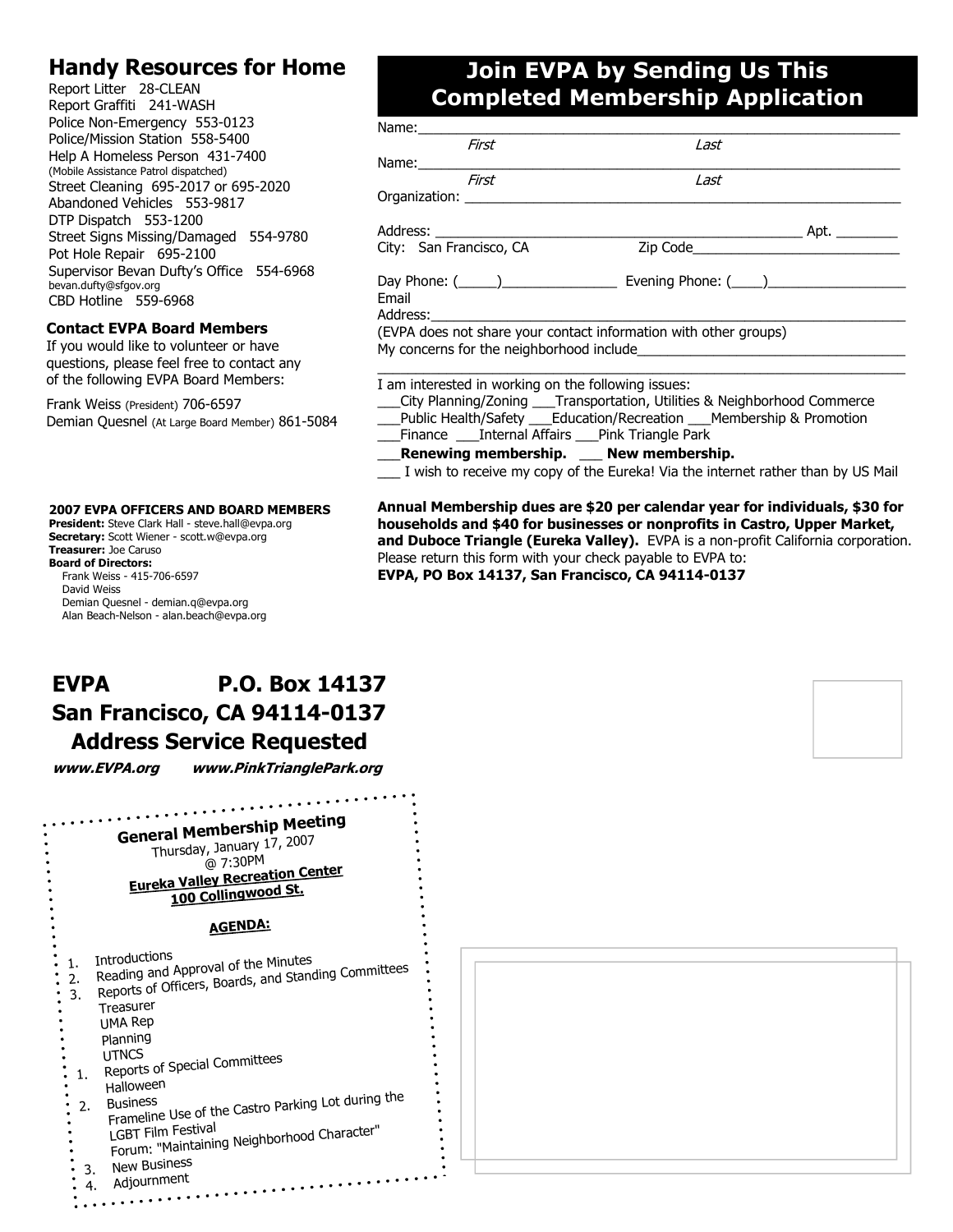## Handy Resources for Home

Report Litter 28-CLEAN
Report Graffiti 241-WASH
Police Non-Emergency 553-0123
Police/Mission Station 558-5400
Help A Homeless Person 431-7400
(Mobile Assistance Patrol dispatched)
Street Cleaning 695-2017 or 695-2020
Abandoned Vehicles 553-9817
DTP Dispatch 553-1200
Street Signs Missing/Damaged 554-9780
Pot Hole Repair 695-2100
Supervisor Bevan Dufty's Office 554-6968
bevan.dufty@sfgov.org
CBD Hotline 559-6968

### Contact EVPA Board Members

If you would like to volunteer or have questions, please feel free to contact any of the following EVPA Board Members:

Frank Weiss (President) 706-6597
Demian Quesnel (At Large Board Member) 861-5084

### 2007 EVPA OFFICERS AND BOARD MEMBERS

**President:** Steve Clark Hall - steve.hall@evpa.org
**Secretary:** Scott Wiener - scott.w@evpa.org
**Treasurer:** Joe Caruso
**Board of Directors:**
Frank Weiss - 415-706-6597
David Weiss
Demian Quesnel - demian.q@evpa.org
Alan Beach-Nelson - alan.beach@evpa.org

## Join EVPA by Sending Us This Completed Membership Application

Name:______________________________________________
*First* *Last*
Name:______________________________________________
*First* *Last*
Organization: ________________________________________

Address: ___________________________________ Apt. ________
City: San Francisco, CA Zip Code__________________________

Day Phone: (_____)______________ Evening Phone: (____)________________
Email Address:_________________________________________
(EVPA does not share your contact information with other groups)
My concerns for the neighborhood include___________________________
_____________________________________________________

I am interested in working on the following issues:
___City Planning/Zoning ___Transportation, Utilities & Neighborhood Commerce
___Public Health/Safety ___Education/Recreation ___Membership & Promotion
___Finance ___Internal Affairs ___Pink Triangle Park
**___Renewing membership. ___ New membership.**
___ I wish to receive my copy of the Eureka! Via the internet rather than by US Mail

**Annual Membership dues are $20 per calendar year for individuals, $30 for households and $40 for businesses or nonprofits in Castro, Upper Market, and Duboce Triangle (Eureka Valley).** EVPA is a non-profit California corporation. Please return this form with your check payable to EVPA to:
**EVPA, PO Box 14137, San Francisco, CA 94114-0137**

## EVPA P.O. Box 14137
## San Francisco, CA 94114-0137
## Address Service Requested

***www.EVPA.org www.PinkTrianglePark.org***

**General Membership Meeting**
Thursday, January 17, 2007
@ 7:30PM
**Eureka Valley Recreation Center**
**100 Collingwood St.**

**AGENDA:**

1. Introductions
2. Reading and Approval of the Minutes
3. Reports of Officers, Boards, and Standing Committees
   Treasurer
   UMA Rep
   Planning
   UTNCS
1. Reports of Special Committees
   Halloween
2. Business
   Frameline Use of the Castro Parking Lot during the LGBT Film Festival
   Forum: "Maintaining Neighborhood Character"
3. New Business
4. Adjournment